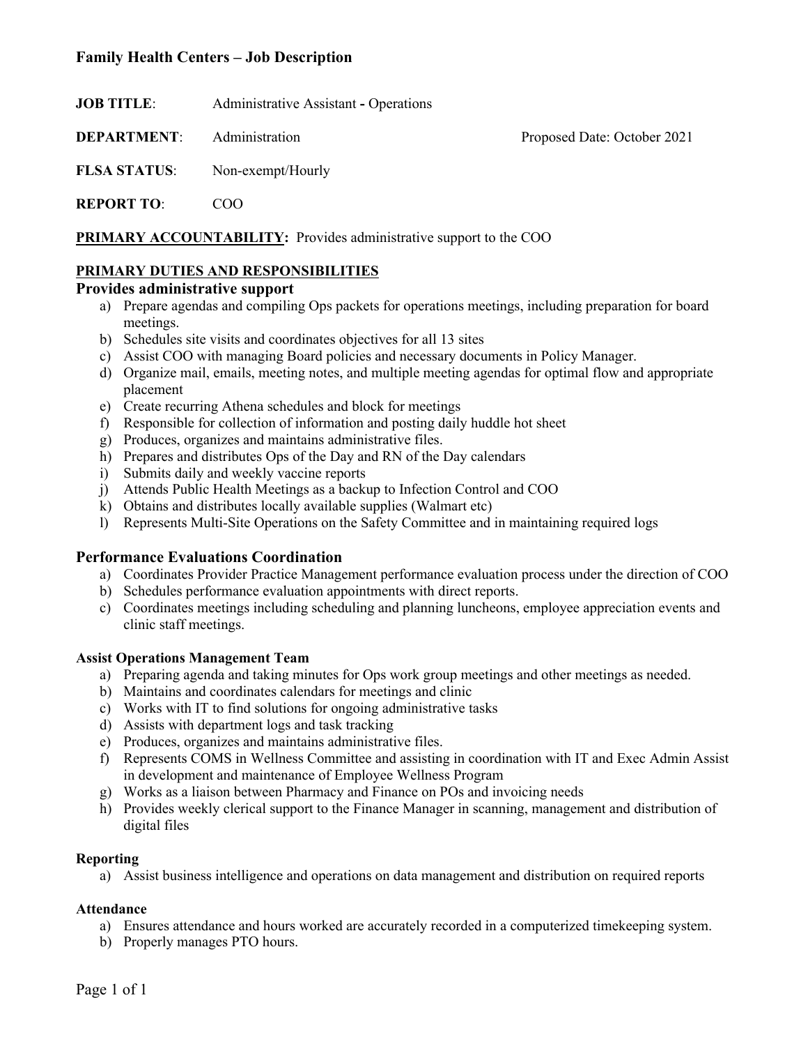# Family Health Centers – Job Description

**JOB TITLE**: Administrative Assistant **-** Operations

**DEPARTMENT**: Administration — Proposed Date: October 2021

**FLSA STATUS**: Non-exempt/Hourly

**REPORT TO**: COO

**PRIMARY ACCOUNTABILITY:** Provides administrative support to the COO

**PRIMARY DUTIES AND RESPONSIBILITIES**

## Provides administrative support

a) Prepare agendas and compiling Ops packets for operations meetings, including preparation for board meetings.
b) Schedules site visits and coordinates objectives for all 13 sites
c) Assist COO with managing Board policies and necessary documents in Policy Manager.
d) Organize mail, emails, meeting notes, and multiple meeting agendas for optimal flow and appropriate placement
e) Create recurring Athena schedules and block for meetings
f) Responsible for collection of information and posting daily huddle hot sheet
g) Produces, organizes and maintains administrative files.
h) Prepares and distributes Ops of the Day and RN of the Day calendars
i) Submits daily and weekly vaccine reports
j) Attends Public Health Meetings as a backup to Infection Control and COO
k) Obtains and distributes locally available supplies (Walmart etc)
l) Represents Multi-Site Operations on the Safety Committee and in maintaining required logs

## Performance Evaluations Coordination

a) Coordinates Provider Practice Management performance evaluation process under the direction of COO
b) Schedules performance evaluation appointments with direct reports.
c) Coordinates meetings including scheduling and planning luncheons, employee appreciation events and clinic staff meetings.

### Assist Operations Management Team

a) Preparing agenda and taking minutes for Ops work group meetings and other meetings as needed.
b) Maintains and coordinates calendars for meetings and clinic
c) Works with IT to find solutions for ongoing administrative tasks
d) Assists with department logs and task tracking
e) Produces, organizes and maintains administrative files.
f) Represents COMS in Wellness Committee and assisting in coordination with IT and Exec Admin Assist in development and maintenance of Employee Wellness Program
g) Works as a liaison between Pharmacy and Finance on POs and invoicing needs
h) Provides weekly clerical support to the Finance Manager in scanning, management and distribution of digital files

### Reporting

a) Assist business intelligence and operations on data management and distribution on required reports

### Attendance

a) Ensures attendance and hours worked are accurately recorded in a computerized timekeeping system.
b) Properly manages PTO hours.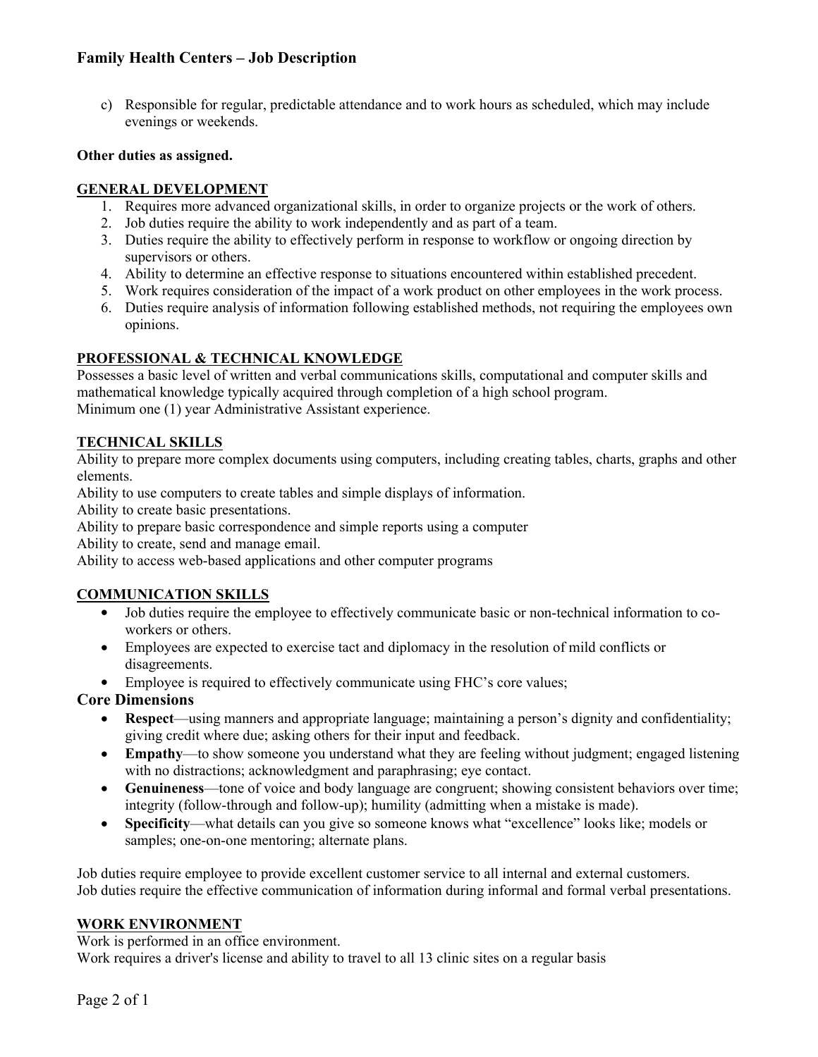c) Responsible for regular, predictable attendance and to work hours as scheduled, which may include evenings or weekends.

**Other duties as assigned.**

## GENERAL DEVELOPMENT

1. Requires more advanced organizational skills, in order to organize projects or the work of others.
2. Job duties require the ability to work independently and as part of a team.
3. Duties require the ability to effectively perform in response to workflow or ongoing direction by supervisors or others.
4. Ability to determine an effective response to situations encountered within established precedent.
5. Work requires consideration of the impact of a work product on other employees in the work process.
6. Duties require analysis of information following established methods, not requiring the employees own opinions.

## PROFESSIONAL & TECHNICAL KNOWLEDGE

Possesses a basic level of written and verbal communications skills, computational and computer skills and mathematical knowledge typically acquired through completion of a high school program.
Minimum one (1) year Administrative Assistant experience.

## TECHNICAL SKILLS

Ability to prepare more complex documents using computers, including creating tables, charts, graphs and other elements.
Ability to use computers to create tables and simple displays of information.
Ability to create basic presentations.
Ability to prepare basic correspondence and simple reports using a computer
Ability to create, send and manage email.
Ability to access web-based applications and other computer programs

## COMMUNICATION SKILLS

- Job duties require the employee to effectively communicate basic or non-technical information to co-workers or others.
- Employees are expected to exercise tact and diplomacy in the resolution of mild conflicts or disagreements.
- Employee is required to effectively communicate using FHC's core values;

### Core Dimensions

- **Respect**—using manners and appropriate language; maintaining a person's dignity and confidentiality; giving credit where due; asking others for their input and feedback.
- **Empathy**—to show someone you understand what they are feeling without judgment; engaged listening with no distractions; acknowledgment and paraphrasing; eye contact.
- **Genuineness**—tone of voice and body language are congruent; showing consistent behaviors over time; integrity (follow-through and follow-up); humility (admitting when a mistake is made).
- **Specificity**—what details can you give so someone knows what "excellence" looks like; models or samples; one-on-one mentoring; alternate plans.

Job duties require employee to provide excellent customer service to all internal and external customers.
Job duties require the effective communication of information during informal and formal verbal presentations.

## WORK ENVIRONMENT

Work is performed in an office environment.
Work requires a driver's license and ability to travel to all 13 clinic sites on a regular basis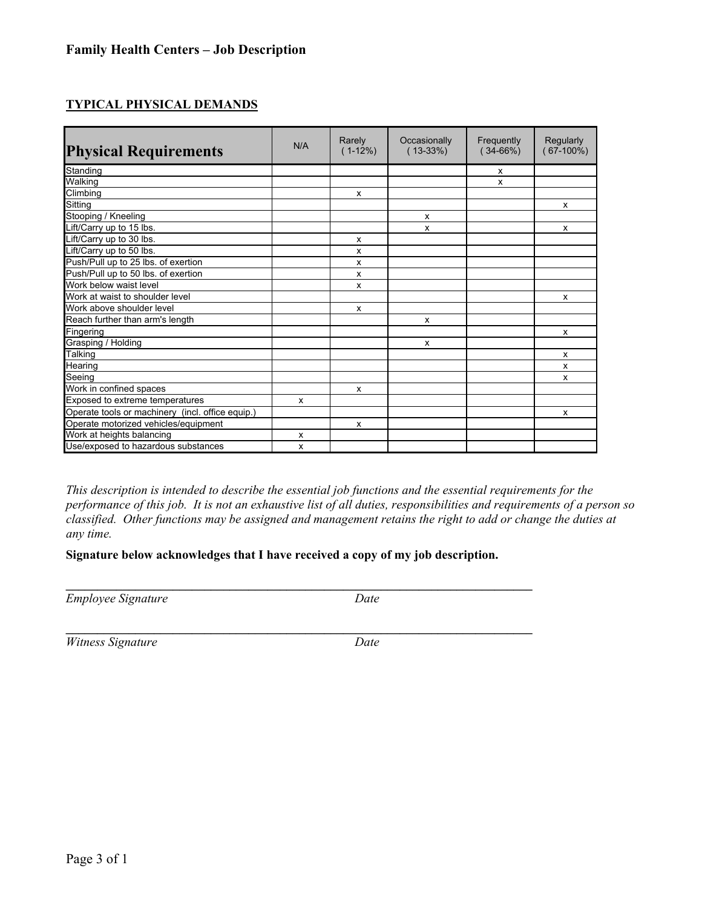## TYPICAL PHYSICAL DEMANDS

| Physical Requirements | N/A | Rarely (1-12%) | Occasionally (13-33%) | Frequently (34-66%) | Regularly (67-100%) |
|---|---|---|---|---|---|
| Standing | | | | x | |
| Walking | | | | x | |
| Climbing | | x | | | |
| Sitting | | | | | x |
| Stooping / Kneeling | | | x | | |
| Lift/Carry up to 15 lbs. | | | x | | x |
| Lift/Carry up to 30 lbs. | | x | | | |
| Lift/Carry up to 50 lbs. | | x | | | |
| Push/Pull up to 25 lbs. of exertion | | x | | | |
| Push/Pull up to 50 lbs. of exertion | | x | | | |
| Work below waist level | | x | | | |
| Work at waist to shoulder level | | | | | x |
| Work above shoulder level | | x | | | |
| Reach further than arm's length | | | x | | |
| Fingering | | | | | x |
| Grasping / Holding | | | x | | |
| Talking | | | | | x |
| Hearing | | | | | x |
| Seeing | | | | | x |
| Work in confined spaces | | x | | | |
| Exposed to extreme temperatures | x | | | | |
| Operate tools or machinery (incl. office equip.) | | | | | x |
| Operate motorized vehicles/equipment | | x | | | |
| Work at heights balancing | x | | | | |
| Use/exposed to hazardous substances | x | | | | |

*This description is intended to describe the essential job functions and the essential requirements for the performance of this job. It is not an exhaustive list of all duties, responsibilities and requirements of a person so classified. Other functions may be assigned and management retains the right to add or change the duties at any time.*

**Signature below acknowledges that I have received a copy of my job description.**

______________________________________________

*Employee Signature* *Date*

______________________________________________

*Witness Signature* *Date*